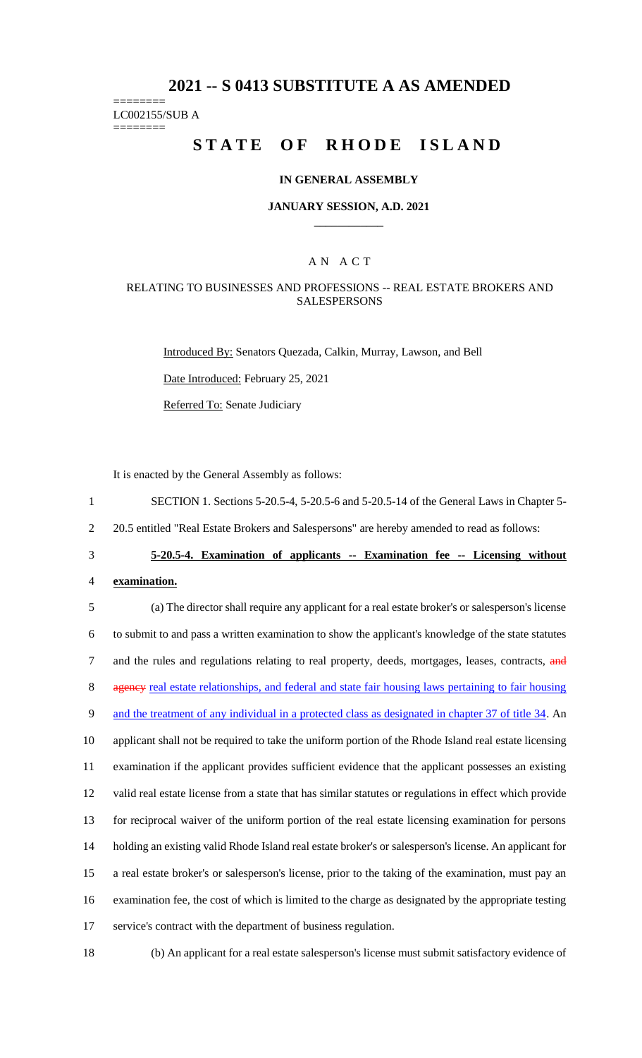# 2021 -- S 0413 SUBSTITUTE A AS AMENDED

========
LC002155/SUB A
========

# STATE OF RHODE ISLAND

## IN GENERAL ASSEMBLY

### JANUARY SESSION, A.D. 2021

## A N A C T

### RELATING TO BUSINESSES AND PROFESSIONS -- REAL ESTATE BROKERS AND SALESPERSONS

Introduced By: Senators Quezada, Calkin, Murray, Lawson, and Bell

Date Introduced: February 25, 2021

Referred To: Senate Judiciary

It is enacted by the General Assembly as follows:

1 SECTION 1. Sections 5-20.5-4, 5-20.5-6 and 5-20.5-14 of the General Laws in Chapter 5-
2 20.5 entitled "Real Estate Brokers and Salespersons" are hereby amended to read as follows:

3 **5-20.5-4. Examination of applicants -- Examination fee -- Licensing without**
4 **examination.**

5 (a) The director shall require any applicant for a real estate broker's or salesperson's license
6 to submit to and pass a written examination to show the applicant's knowledge of the state statutes
7 and the rules and regulations relating to real property, deeds, mortgages, leases, contracts, ~~and~~
8 ~~agency~~ real estate relationships, and federal and state fair housing laws pertaining to fair housing
9 and the treatment of any individual in a protected class as designated in chapter 37 of title 34. An
10 applicant shall not be required to take the uniform portion of the Rhode Island real estate licensing
11 examination if the applicant provides sufficient evidence that the applicant possesses an existing
12 valid real estate license from a state that has similar statutes or regulations in effect which provide
13 for reciprocal waiver of the uniform portion of the real estate licensing examination for persons
14 holding an existing valid Rhode Island real estate broker's or salesperson's license. An applicant for
15 a real estate broker's or salesperson's license, prior to the taking of the examination, must pay an
16 examination fee, the cost of which is limited to the charge as designated by the appropriate testing
17 service's contract with the department of business regulation.

18 (b) An applicant for a real estate salesperson's license must submit satisfactory evidence of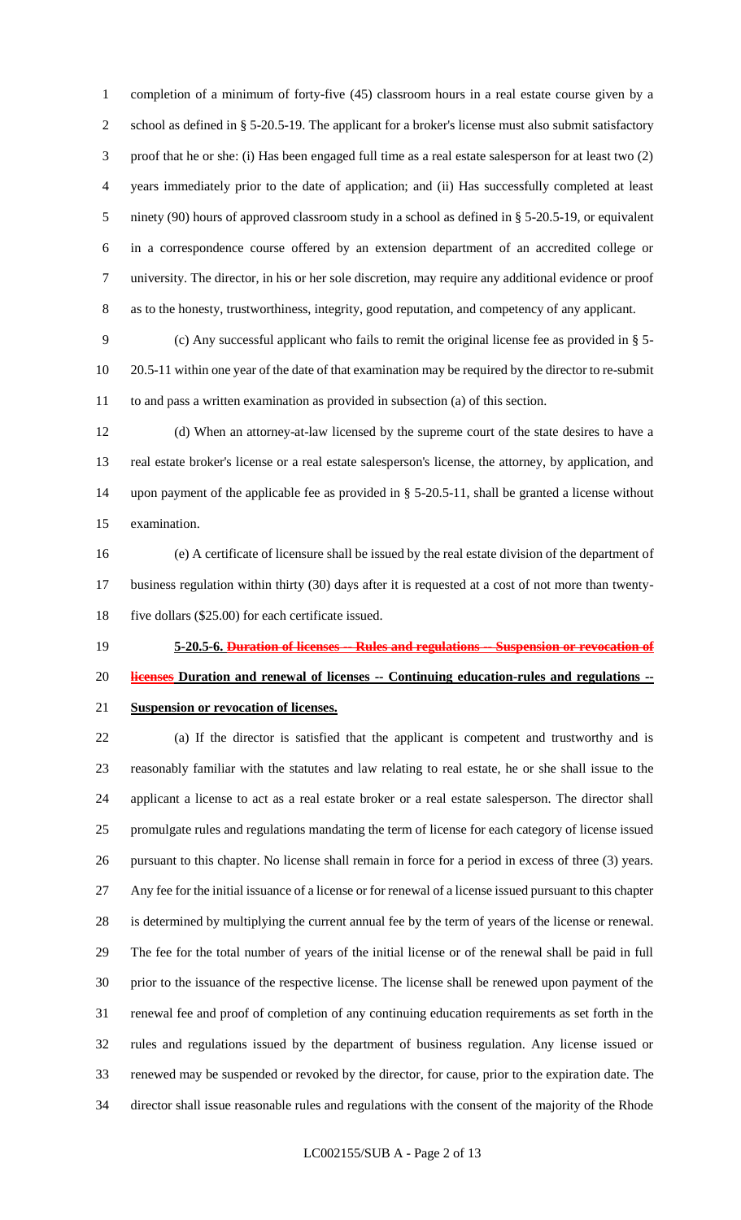completion of a minimum of forty-five (45) classroom hours in a real estate course given by a school as defined in § 5-20.5-19. The applicant for a broker's license must also submit satisfactory proof that he or she: (i) Has been engaged full time as a real estate salesperson for at least two (2) years immediately prior to the date of application; and (ii) Has successfully completed at least ninety (90) hours of approved classroom study in a school as defined in § 5-20.5-19, or equivalent in a correspondence course offered by an extension department of an accredited college or university. The director, in his or her sole discretion, may require any additional evidence or proof as to the honesty, trustworthiness, integrity, good reputation, and competency of any applicant.

(c) Any successful applicant who fails to remit the original license fee as provided in § 5-20.5-11 within one year of the date of that examination may be required by the director to re-submit to and pass a written examination as provided in subsection (a) of this section.

(d) When an attorney-at-law licensed by the supreme court of the state desires to have a real estate broker's license or a real estate salesperson's license, the attorney, by application, and upon payment of the applicable fee as provided in § 5-20.5-11, shall be granted a license without examination.

(e) A certificate of licensure shall be issued by the real estate division of the department of business regulation within thirty (30) days after it is requested at a cost of not more than twenty-five dollars ($25.00) for each certificate issued.

**5-20.5-6. ~~Duration of licenses -- Rules and regulations -- Suspension or revocation of licenses~~ <u>Duration and renewal of licenses -- Continuing education-rules and regulations -- Suspension or revocation of licenses.</u>**

(a) If the director is satisfied that the applicant is competent and trustworthy and is reasonably familiar with the statutes and law relating to real estate, he or she shall issue to the applicant a license to act as a real estate broker or a real estate salesperson. The director shall promulgate rules and regulations mandating the term of license for each category of license issued pursuant to this chapter. No license shall remain in force for a period in excess of three (3) years. Any fee for the initial issuance of a license or for renewal of a license issued pursuant to this chapter is determined by multiplying the current annual fee by the term of years of the license or renewal. The fee for the total number of years of the initial license or of the renewal shall be paid in full prior to the issuance of the respective license. The license shall be renewed upon payment of the renewal fee and proof of completion of any continuing education requirements as set forth in the rules and regulations issued by the department of business regulation. Any license issued or renewed may be suspended or revoked by the director, for cause, prior to the expiration date. The director shall issue reasonable rules and regulations with the consent of the majority of the Rhode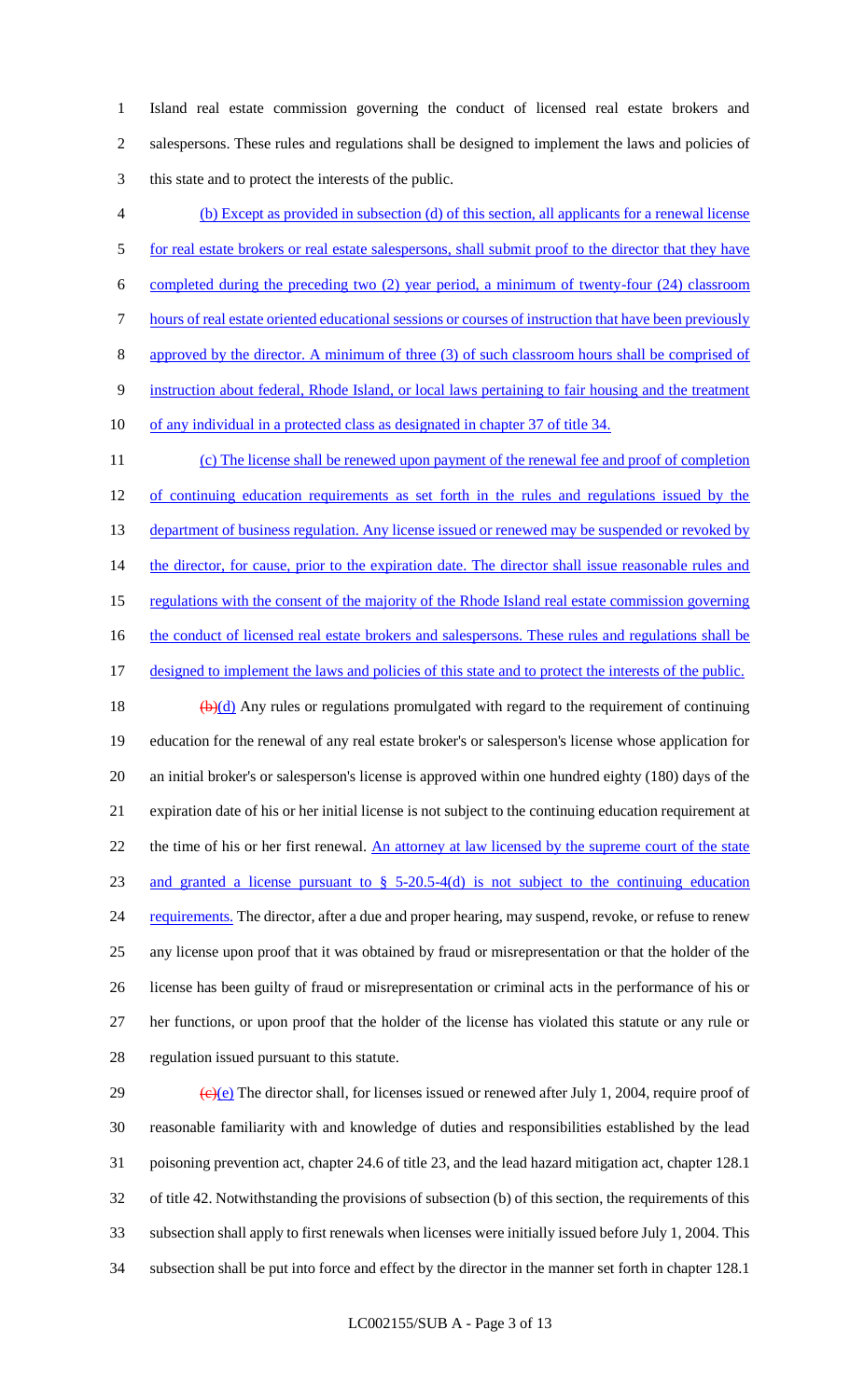Island real estate commission governing the conduct of licensed real estate brokers and salespersons. These rules and regulations shall be designed to implement the laws and policies of this state and to protect the interests of the public.

(b) Except as provided in subsection (d) of this section, all applicants for a renewal license for real estate brokers or real estate salespersons, shall submit proof to the director that they have completed during the preceding two (2) year period, a minimum of twenty-four (24) classroom hours of real estate oriented educational sessions or courses of instruction that have been previously approved by the director. A minimum of three (3) of such classroom hours shall be comprised of instruction about federal, Rhode Island, or local laws pertaining to fair housing and the treatment of any individual in a protected class as designated in chapter 37 of title 34.

(c) The license shall be renewed upon payment of the renewal fee and proof of completion of continuing education requirements as set forth in the rules and regulations issued by the department of business regulation. Any license issued or renewed may be suspended or revoked by the director, for cause, prior to the expiration date. The director shall issue reasonable rules and regulations with the consent of the majority of the Rhode Island real estate commission governing the conduct of licensed real estate brokers and salespersons. These rules and regulations shall be designed to implement the laws and policies of this state and to protect the interests of the public.

~~(b)~~(d) Any rules or regulations promulgated with regard to the requirement of continuing education for the renewal of any real estate broker's or salesperson's license whose application for an initial broker's or salesperson's license is approved within one hundred eighty (180) days of the expiration date of his or her initial license is not subject to the continuing education requirement at the time of his or her first renewal. An attorney at law licensed by the supreme court of the state and granted a license pursuant to § 5-20.5-4(d) is not subject to the continuing education requirements. The director, after a due and proper hearing, may suspend, revoke, or refuse to renew any license upon proof that it was obtained by fraud or misrepresentation or that the holder of the license has been guilty of fraud or misrepresentation or criminal acts in the performance of his or her functions, or upon proof that the holder of the license has violated this statute or any rule or regulation issued pursuant to this statute.

~~(c)~~(e) The director shall, for licenses issued or renewed after July 1, 2004, require proof of reasonable familiarity with and knowledge of duties and responsibilities established by the lead poisoning prevention act, chapter 24.6 of title 23, and the lead hazard mitigation act, chapter 128.1 of title 42. Notwithstanding the provisions of subsection (b) of this section, the requirements of this subsection shall apply to first renewals when licenses were initially issued before July 1, 2004. This subsection shall be put into force and effect by the director in the manner set forth in chapter 128.1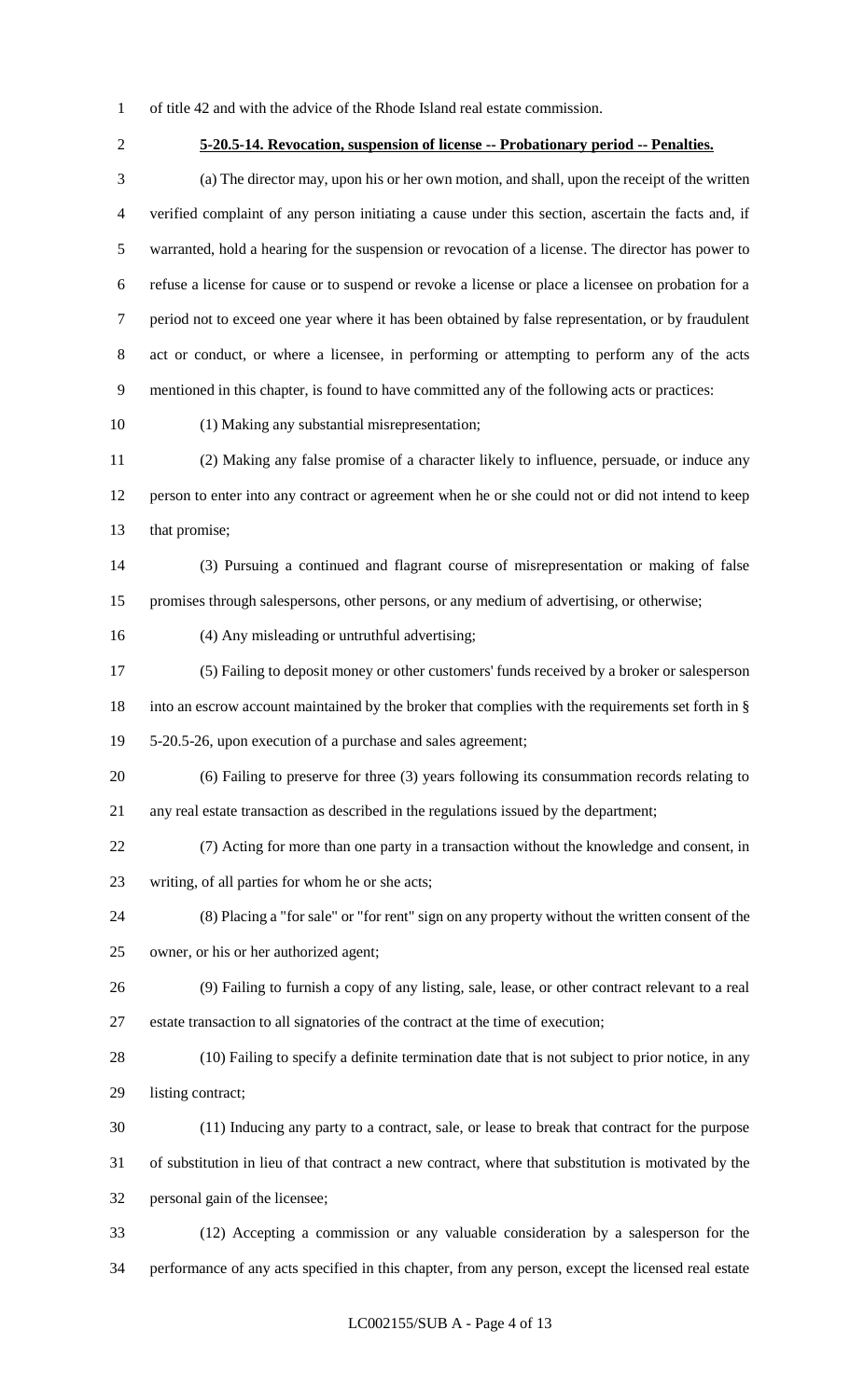of title 42 and with the advice of the Rhode Island real estate commission.

**5-20.5-14. Revocation, suspension of license -- Probationary period -- Penalties.**

(a) The director may, upon his or her own motion, and shall, upon the receipt of the written verified complaint of any person initiating a cause under this section, ascertain the facts and, if warranted, hold a hearing for the suspension or revocation of a license. The director has power to refuse a license for cause or to suspend or revoke a license or place a licensee on probation for a period not to exceed one year where it has been obtained by false representation, or by fraudulent act or conduct, or where a licensee, in performing or attempting to perform any of the acts mentioned in this chapter, is found to have committed any of the following acts or practices:

(1) Making any substantial misrepresentation;

(2) Making any false promise of a character likely to influence, persuade, or induce any person to enter into any contract or agreement when he or she could not or did not intend to keep that promise;

(3) Pursuing a continued and flagrant course of misrepresentation or making of false promises through salespersons, other persons, or any medium of advertising, or otherwise;

(4) Any misleading or untruthful advertising;

(5) Failing to deposit money or other customers' funds received by a broker or salesperson into an escrow account maintained by the broker that complies with the requirements set forth in § 5-20.5-26, upon execution of a purchase and sales agreement;

(6) Failing to preserve for three (3) years following its consummation records relating to any real estate transaction as described in the regulations issued by the department;

(7) Acting for more than one party in a transaction without the knowledge and consent, in writing, of all parties for whom he or she acts;

(8) Placing a "for sale" or "for rent" sign on any property without the written consent of the owner, or his or her authorized agent;

(9) Failing to furnish a copy of any listing, sale, lease, or other contract relevant to a real estate transaction to all signatories of the contract at the time of execution;

(10) Failing to specify a definite termination date that is not subject to prior notice, in any listing contract;

(11) Inducing any party to a contract, sale, or lease to break that contract for the purpose of substitution in lieu of that contract a new contract, where that substitution is motivated by the personal gain of the licensee;

(12) Accepting a commission or any valuable consideration by a salesperson for the performance of any acts specified in this chapter, from any person, except the licensed real estate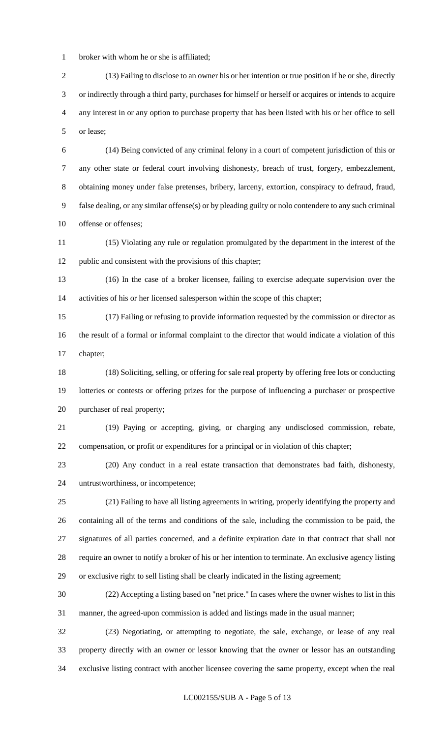broker with whom he or she is affiliated;

(13) Failing to disclose to an owner his or her intention or true position if he or she, directly or indirectly through a third party, purchases for himself or herself or acquires or intends to acquire any interest in or any option to purchase property that has been listed with his or her office to sell or lease;

(14) Being convicted of any criminal felony in a court of competent jurisdiction of this or any other state or federal court involving dishonesty, breach of trust, forgery, embezzlement, obtaining money under false pretenses, bribery, larceny, extortion, conspiracy to defraud, fraud, false dealing, or any similar offense(s) or by pleading guilty or nolo contendere to any such criminal offense or offenses;

(15) Violating any rule or regulation promulgated by the department in the interest of the public and consistent with the provisions of this chapter;

(16) In the case of a broker licensee, failing to exercise adequate supervision over the activities of his or her licensed salesperson within the scope of this chapter;

(17) Failing or refusing to provide information requested by the commission or director as the result of a formal or informal complaint to the director that would indicate a violation of this chapter;

(18) Soliciting, selling, or offering for sale real property by offering free lots or conducting lotteries or contests or offering prizes for the purpose of influencing a purchaser or prospective purchaser of real property;

(19) Paying or accepting, giving, or charging any undisclosed commission, rebate, compensation, or profit or expenditures for a principal or in violation of this chapter;

(20) Any conduct in a real estate transaction that demonstrates bad faith, dishonesty, untrustworthiness, or incompetence;

(21) Failing to have all listing agreements in writing, properly identifying the property and containing all of the terms and conditions of the sale, including the commission to be paid, the signatures of all parties concerned, and a definite expiration date in that contract that shall not require an owner to notify a broker of his or her intention to terminate. An exclusive agency listing or exclusive right to sell listing shall be clearly indicated in the listing agreement;

(22) Accepting a listing based on "net price." In cases where the owner wishes to list in this manner, the agreed-upon commission is added and listings made in the usual manner;

(23) Negotiating, or attempting to negotiate, the sale, exchange, or lease of any real property directly with an owner or lessor knowing that the owner or lessor has an outstanding exclusive listing contract with another licensee covering the same property, except when the real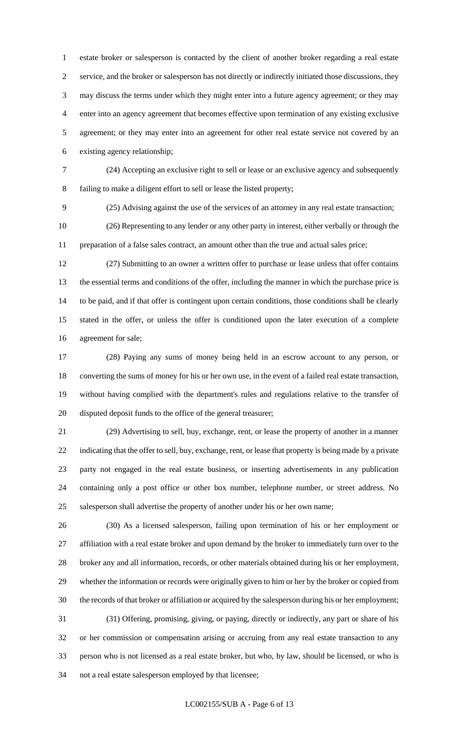estate broker or salesperson is contacted by the client of another broker regarding a real estate service, and the broker or salesperson has not directly or indirectly initiated those discussions, they may discuss the terms under which they might enter into a future agency agreement; or they may enter into an agency agreement that becomes effective upon termination of any existing exclusive agreement; or they may enter into an agreement for other real estate service not covered by an existing agency relationship;

(24) Accepting an exclusive right to sell or lease or an exclusive agency and subsequently failing to make a diligent effort to sell or lease the listed property;

(25) Advising against the use of the services of an attorney in any real estate transaction;

(26) Representing to any lender or any other party in interest, either verbally or through the preparation of a false sales contract, an amount other than the true and actual sales price;

(27) Submitting to an owner a written offer to purchase or lease unless that offer contains the essential terms and conditions of the offer, including the manner in which the purchase price is to be paid, and if that offer is contingent upon certain conditions, those conditions shall be clearly stated in the offer, or unless the offer is conditioned upon the later execution of a complete agreement for sale;

(28) Paying any sums of money being held in an escrow account to any person, or converting the sums of money for his or her own use, in the event of a failed real estate transaction, without having complied with the department's rules and regulations relative to the transfer of disputed deposit funds to the office of the general treasurer;

(29) Advertising to sell, buy, exchange, rent, or lease the property of another in a manner indicating that the offer to sell, buy, exchange, rent, or lease that property is being made by a private party not engaged in the real estate business, or inserting advertisements in any publication containing only a post office or other box number, telephone number, or street address. No salesperson shall advertise the property of another under his or her own name;

(30) As a licensed salesperson, failing upon termination of his or her employment or affiliation with a real estate broker and upon demand by the broker to immediately turn over to the broker any and all information, records, or other materials obtained during his or her employment, whether the information or records were originally given to him or her by the broker or copied from the records of that broker or affiliation or acquired by the salesperson during his or her employment;

(31) Offering, promising, giving, or paying, directly or indirectly, any part or share of his or her commission or compensation arising or accruing from any real estate transaction to any person who is not licensed as a real estate broker, but who, by law, should be licensed, or who is not a real estate salesperson employed by that licensee;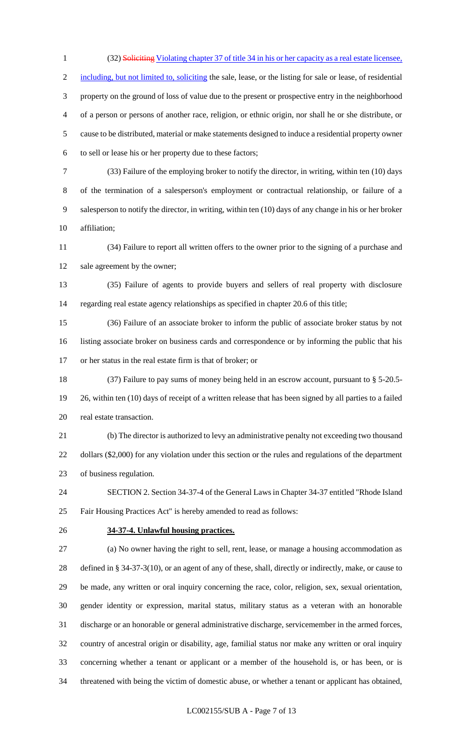(32) ~~Soliciting~~ Violating chapter 37 of title 34 in his or her capacity as a real estate licensee, including, but not limited to, soliciting the sale, lease, or the listing for sale or lease, of residential property on the ground of loss of value due to the present or prospective entry in the neighborhood of a person or persons of another race, religion, or ethnic origin, nor shall he or she distribute, or cause to be distributed, material or make statements designed to induce a residential property owner to sell or lease his or her property due to these factors;

(33) Failure of the employing broker to notify the director, in writing, within ten (10) days of the termination of a salesperson's employment or contractual relationship, or failure of a salesperson to notify the director, in writing, within ten (10) days of any change in his or her broker affiliation;

(34) Failure to report all written offers to the owner prior to the signing of a purchase and sale agreement by the owner;

(35) Failure of agents to provide buyers and sellers of real property with disclosure regarding real estate agency relationships as specified in chapter 20.6 of this title;

(36) Failure of an associate broker to inform the public of associate broker status by not listing associate broker on business cards and correspondence or by informing the public that his or her status in the real estate firm is that of broker; or

(37) Failure to pay sums of money being held in an escrow account, pursuant to § 5-20.5-26, within ten (10) days of receipt of a written release that has been signed by all parties to a failed real estate transaction.

(b) The director is authorized to levy an administrative penalty not exceeding two thousand dollars ($2,000) for any violation under this section or the rules and regulations of the department of business regulation.

SECTION 2. Section 34-37-4 of the General Laws in Chapter 34-37 entitled "Rhode Island Fair Housing Practices Act" is hereby amended to read as follows:

**34-37-4. Unlawful housing practices.**

(a) No owner having the right to sell, rent, lease, or manage a housing accommodation as defined in § 34-37-3(10), or an agent of any of these, shall, directly or indirectly, make, or cause to be made, any written or oral inquiry concerning the race, color, religion, sex, sexual orientation, gender identity or expression, marital status, military status as a veteran with an honorable discharge or an honorable or general administrative discharge, servicemember in the armed forces, country of ancestral origin or disability, age, familial status nor make any written or oral inquiry concerning whether a tenant or applicant or a member of the household is, or has been, or is threatened with being the victim of domestic abuse, or whether a tenant or applicant has obtained,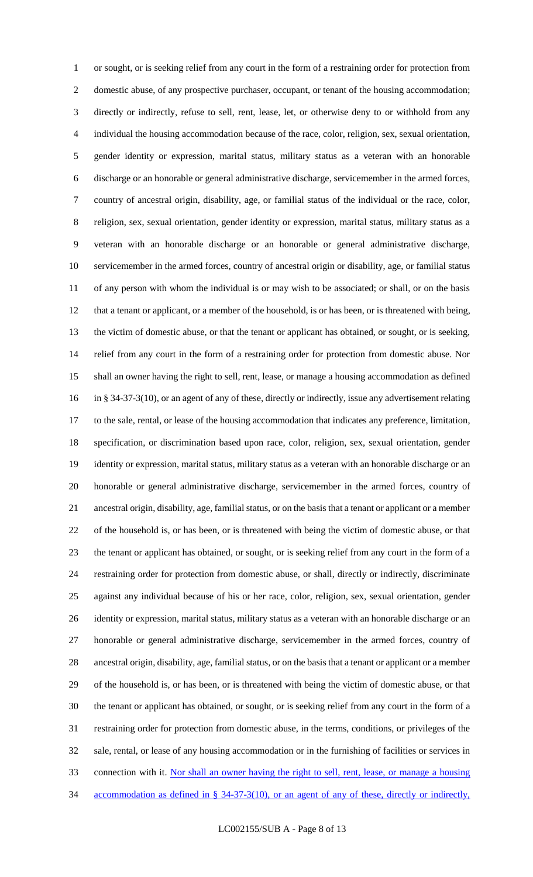or sought, or is seeking relief from any court in the form of a restraining order for protection from domestic abuse, of any prospective purchaser, occupant, or tenant of the housing accommodation; directly or indirectly, refuse to sell, rent, lease, let, or otherwise deny to or withhold from any individual the housing accommodation because of the race, color, religion, sex, sexual orientation, gender identity or expression, marital status, military status as a veteran with an honorable discharge or an honorable or general administrative discharge, servicemember in the armed forces, country of ancestral origin, disability, age, or familial status of the individual or the race, color, religion, sex, sexual orientation, gender identity or expression, marital status, military status as a veteran with an honorable discharge or an honorable or general administrative discharge, servicemember in the armed forces, country of ancestral origin or disability, age, or familial status of any person with whom the individual is or may wish to be associated; or shall, or on the basis that a tenant or applicant, or a member of the household, is or has been, or is threatened with being, the victim of domestic abuse, or that the tenant or applicant has obtained, or sought, or is seeking, relief from any court in the form of a restraining order for protection from domestic abuse. Nor shall an owner having the right to sell, rent, lease, or manage a housing accommodation as defined in § 34-37-3(10), or an agent of any of these, directly or indirectly, issue any advertisement relating to the sale, rental, or lease of the housing accommodation that indicates any preference, limitation, specification, or discrimination based upon race, color, religion, sex, sexual orientation, gender identity or expression, marital status, military status as a veteran with an honorable discharge or an honorable or general administrative discharge, servicemember in the armed forces, country of ancestral origin, disability, age, familial status, or on the basis that a tenant or applicant or a member of the household is, or has been, or is threatened with being the victim of domestic abuse, or that the tenant or applicant has obtained, or sought, or is seeking relief from any court in the form of a restraining order for protection from domestic abuse, or shall, directly or indirectly, discriminate against any individual because of his or her race, color, religion, sex, sexual orientation, gender identity or expression, marital status, military status as a veteran with an honorable discharge or an honorable or general administrative discharge, servicemember in the armed forces, country of ancestral origin, disability, age, familial status, or on the basis that a tenant or applicant or a member of the household is, or has been, or is threatened with being the victim of domestic abuse, or that the tenant or applicant has obtained, or sought, or is seeking relief from any court in the form of a restraining order for protection from domestic abuse, in the terms, conditions, or privileges of the sale, rental, or lease of any housing accommodation or in the furnishing of facilities or services in connection with it. Nor shall an owner having the right to sell, rent, lease, or manage a housing accommodation as defined in § 34-37-3(10), or an agent of any of these, directly or indirectly,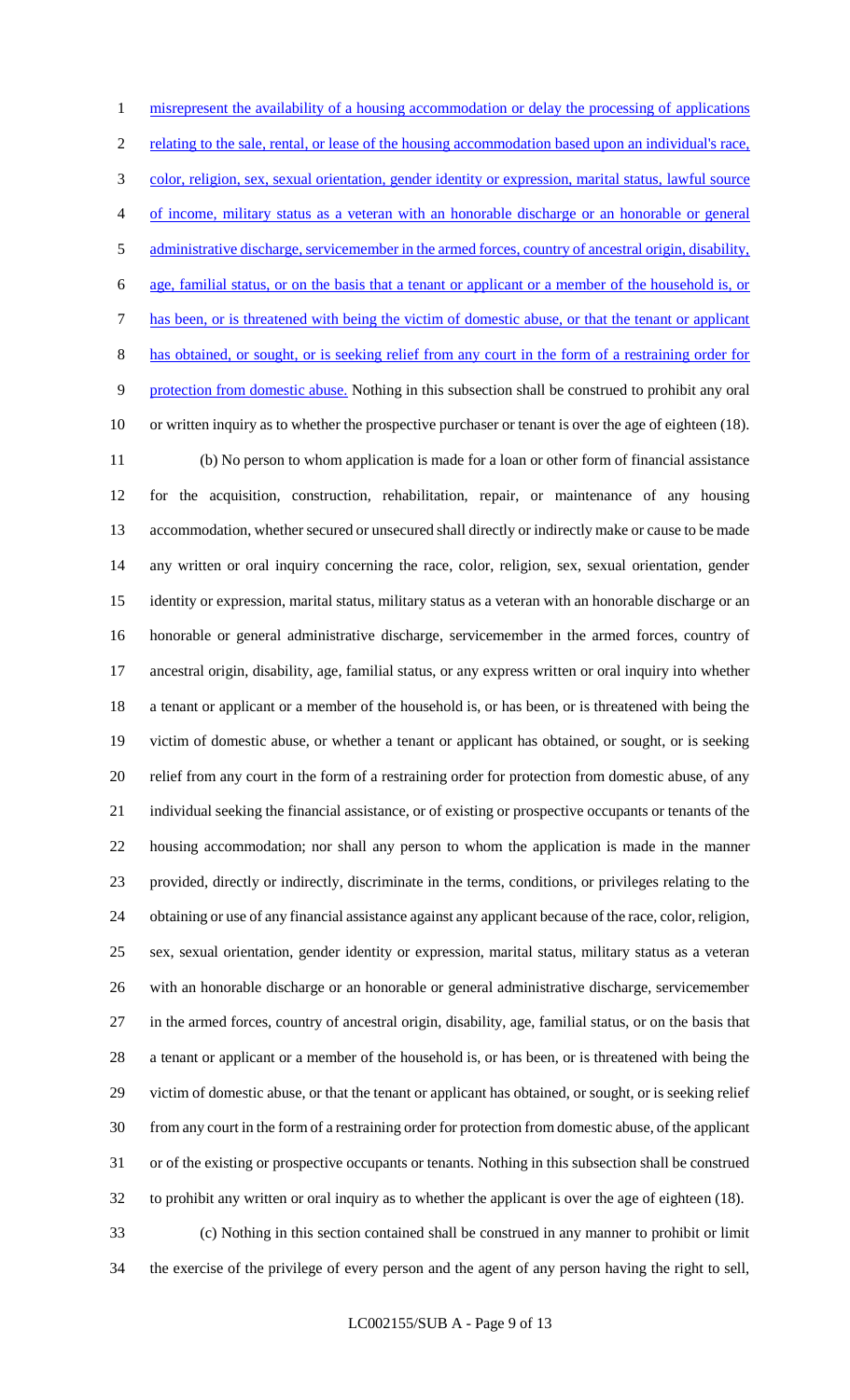misrepresent the availability of a housing accommodation or delay the processing of applications relating to the sale, rental, or lease of the housing accommodation based upon an individual's race, color, religion, sex, sexual orientation, gender identity or expression, marital status, lawful source of income, military status as a veteran with an honorable discharge or an honorable or general administrative discharge, servicemember in the armed forces, country of ancestral origin, disability, age, familial status, or on the basis that a tenant or applicant or a member of the household is, or has been, or is threatened with being the victim of domestic abuse, or that the tenant or applicant has obtained, or sought, or is seeking relief from any court in the form of a restraining order for protection from domestic abuse. Nothing in this subsection shall be construed to prohibit any oral or written inquiry as to whether the prospective purchaser or tenant is over the age of eighteen (18).

(b) No person to whom application is made for a loan or other form of financial assistance for the acquisition, construction, rehabilitation, repair, or maintenance of any housing accommodation, whether secured or unsecured shall directly or indirectly make or cause to be made any written or oral inquiry concerning the race, color, religion, sex, sexual orientation, gender identity or expression, marital status, military status as a veteran with an honorable discharge or an honorable or general administrative discharge, servicemember in the armed forces, country of ancestral origin, disability, age, familial status, or any express written or oral inquiry into whether a tenant or applicant or a member of the household is, or has been, or is threatened with being the victim of domestic abuse, or whether a tenant or applicant has obtained, or sought, or is seeking relief from any court in the form of a restraining order for protection from domestic abuse, of any individual seeking the financial assistance, or of existing or prospective occupants or tenants of the housing accommodation; nor shall any person to whom the application is made in the manner provided, directly or indirectly, discriminate in the terms, conditions, or privileges relating to the obtaining or use of any financial assistance against any applicant because of the race, color, religion, sex, sexual orientation, gender identity or expression, marital status, military status as a veteran with an honorable discharge or an honorable or general administrative discharge, servicemember in the armed forces, country of ancestral origin, disability, age, familial status, or on the basis that a tenant or applicant or a member of the household is, or has been, or is threatened with being the victim of domestic abuse, or that the tenant or applicant has obtained, or sought, or is seeking relief from any court in the form of a restraining order for protection from domestic abuse, of the applicant or of the existing or prospective occupants or tenants. Nothing in this subsection shall be construed to prohibit any written or oral inquiry as to whether the applicant is over the age of eighteen (18).

(c) Nothing in this section contained shall be construed in any manner to prohibit or limit the exercise of the privilege of every person and the agent of any person having the right to sell,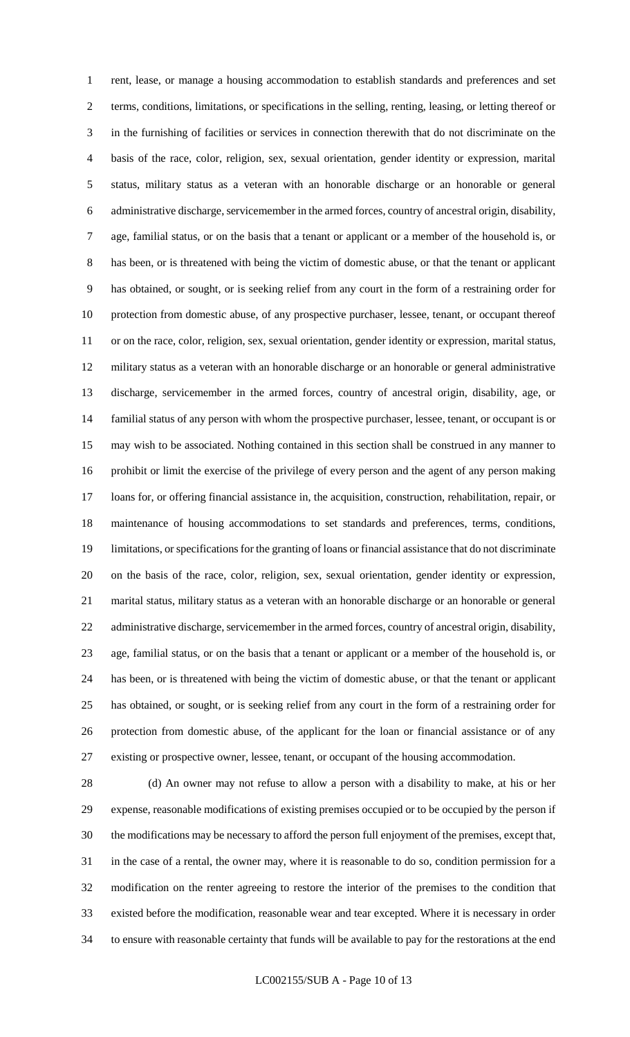rent, lease, or manage a housing accommodation to establish standards and preferences and set terms, conditions, limitations, or specifications in the selling, renting, leasing, or letting thereof or in the furnishing of facilities or services in connection therewith that do not discriminate on the basis of the race, color, religion, sex, sexual orientation, gender identity or expression, marital status, military status as a veteran with an honorable discharge or an honorable or general administrative discharge, servicemember in the armed forces, country of ancestral origin, disability, age, familial status, or on the basis that a tenant or applicant or a member of the household is, or has been, or is threatened with being the victim of domestic abuse, or that the tenant or applicant has obtained, or sought, or is seeking relief from any court in the form of a restraining order for protection from domestic abuse, of any prospective purchaser, lessee, tenant, or occupant thereof or on the race, color, religion, sex, sexual orientation, gender identity or expression, marital status, military status as a veteran with an honorable discharge or an honorable or general administrative discharge, servicemember in the armed forces, country of ancestral origin, disability, age, or familial status of any person with whom the prospective purchaser, lessee, tenant, or occupant is or may wish to be associated. Nothing contained in this section shall be construed in any manner to prohibit or limit the exercise of the privilege of every person and the agent of any person making loans for, or offering financial assistance in, the acquisition, construction, rehabilitation, repair, or maintenance of housing accommodations to set standards and preferences, terms, conditions, limitations, or specifications for the granting of loans or financial assistance that do not discriminate on the basis of the race, color, religion, sex, sexual orientation, gender identity or expression, marital status, military status as a veteran with an honorable discharge or an honorable or general administrative discharge, servicemember in the armed forces, country of ancestral origin, disability, age, familial status, or on the basis that a tenant or applicant or a member of the household is, or has been, or is threatened with being the victim of domestic abuse, or that the tenant or applicant has obtained, or sought, or is seeking relief from any court in the form of a restraining order for protection from domestic abuse, of the applicant for the loan or financial assistance or of any existing or prospective owner, lessee, tenant, or occupant of the housing accommodation.

(d) An owner may not refuse to allow a person with a disability to make, at his or her expense, reasonable modifications of existing premises occupied or to be occupied by the person if the modifications may be necessary to afford the person full enjoyment of the premises, except that, in the case of a rental, the owner may, where it is reasonable to do so, condition permission for a modification on the renter agreeing to restore the interior of the premises to the condition that existed before the modification, reasonable wear and tear excepted. Where it is necessary in order to ensure with reasonable certainty that funds will be available to pay for the restorations at the end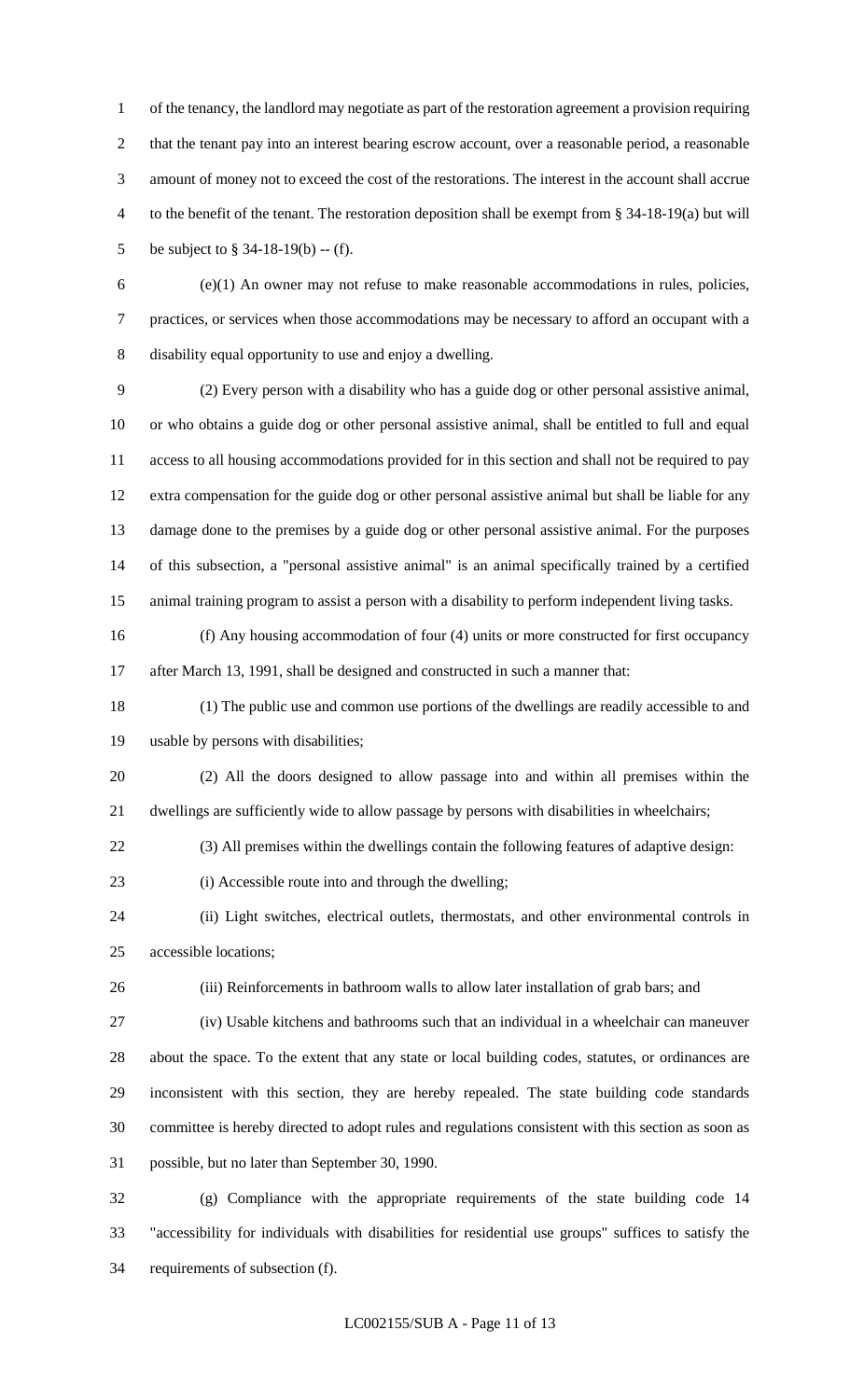of the tenancy, the landlord may negotiate as part of the restoration agreement a provision requiring that the tenant pay into an interest bearing escrow account, over a reasonable period, a reasonable amount of money not to exceed the cost of the restorations. The interest in the account shall accrue to the benefit of the tenant. The restoration deposition shall be exempt from § 34-18-19(a) but will be subject to § 34-18-19(b) -- (f).

(e)(1) An owner may not refuse to make reasonable accommodations in rules, policies, practices, or services when those accommodations may be necessary to afford an occupant with a disability equal opportunity to use and enjoy a dwelling.

(2) Every person with a disability who has a guide dog or other personal assistive animal, or who obtains a guide dog or other personal assistive animal, shall be entitled to full and equal access to all housing accommodations provided for in this section and shall not be required to pay extra compensation for the guide dog or other personal assistive animal but shall be liable for any damage done to the premises by a guide dog or other personal assistive animal. For the purposes of this subsection, a "personal assistive animal" is an animal specifically trained by a certified animal training program to assist a person with a disability to perform independent living tasks.

(f) Any housing accommodation of four (4) units or more constructed for first occupancy after March 13, 1991, shall be designed and constructed in such a manner that:

(1) The public use and common use portions of the dwellings are readily accessible to and usable by persons with disabilities;

(2) All the doors designed to allow passage into and within all premises within the dwellings are sufficiently wide to allow passage by persons with disabilities in wheelchairs;

(3) All premises within the dwellings contain the following features of adaptive design:

(i) Accessible route into and through the dwelling;

(ii) Light switches, electrical outlets, thermostats, and other environmental controls in accessible locations;

(iii) Reinforcements in bathroom walls to allow later installation of grab bars; and

(iv) Usable kitchens and bathrooms such that an individual in a wheelchair can maneuver about the space. To the extent that any state or local building codes, statutes, or ordinances are inconsistent with this section, they are hereby repealed. The state building code standards committee is hereby directed to adopt rules and regulations consistent with this section as soon as possible, but no later than September 30, 1990.

(g) Compliance with the appropriate requirements of the state building code 14 "accessibility for individuals with disabilities for residential use groups" suffices to satisfy the requirements of subsection (f).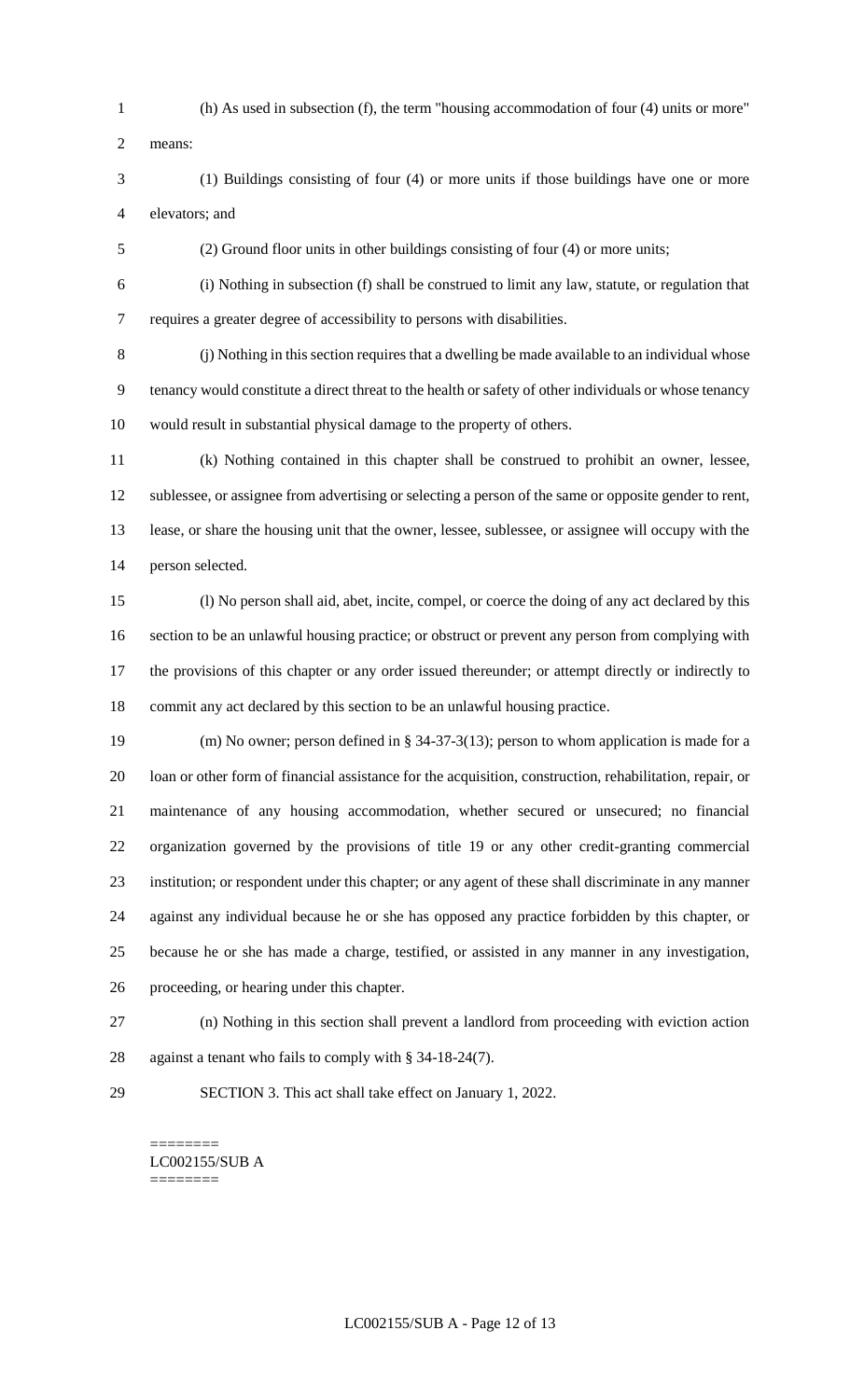(h) As used in subsection (f), the term "housing accommodation of four (4) units or more" means:

(1) Buildings consisting of four (4) or more units if those buildings have one or more elevators; and

(2) Ground floor units in other buildings consisting of four (4) or more units;

(i) Nothing in subsection (f) shall be construed to limit any law, statute, or regulation that requires a greater degree of accessibility to persons with disabilities.

(j) Nothing in this section requires that a dwelling be made available to an individual whose tenancy would constitute a direct threat to the health or safety of other individuals or whose tenancy would result in substantial physical damage to the property of others.

(k) Nothing contained in this chapter shall be construed to prohibit an owner, lessee, sublessee, or assignee from advertising or selecting a person of the same or opposite gender to rent, lease, or share the housing unit that the owner, lessee, sublessee, or assignee will occupy with the person selected.

(l) No person shall aid, abet, incite, compel, or coerce the doing of any act declared by this section to be an unlawful housing practice; or obstruct or prevent any person from complying with the provisions of this chapter or any order issued thereunder; or attempt directly or indirectly to commit any act declared by this section to be an unlawful housing practice.

(m) No owner; person defined in § 34-37-3(13); person to whom application is made for a loan or other form of financial assistance for the acquisition, construction, rehabilitation, repair, or maintenance of any housing accommodation, whether secured or unsecured; no financial organization governed by the provisions of title 19 or any other credit-granting commercial institution; or respondent under this chapter; or any agent of these shall discriminate in any manner against any individual because he or she has opposed any practice forbidden by this chapter, or because he or she has made a charge, testified, or assisted in any manner in any investigation, proceeding, or hearing under this chapter.

(n) Nothing in this section shall prevent a landlord from proceeding with eviction action against a tenant who fails to comply with § 34-18-24(7).

SECTION 3. This act shall take effect on January 1, 2022.

========
LC002155/SUB A
========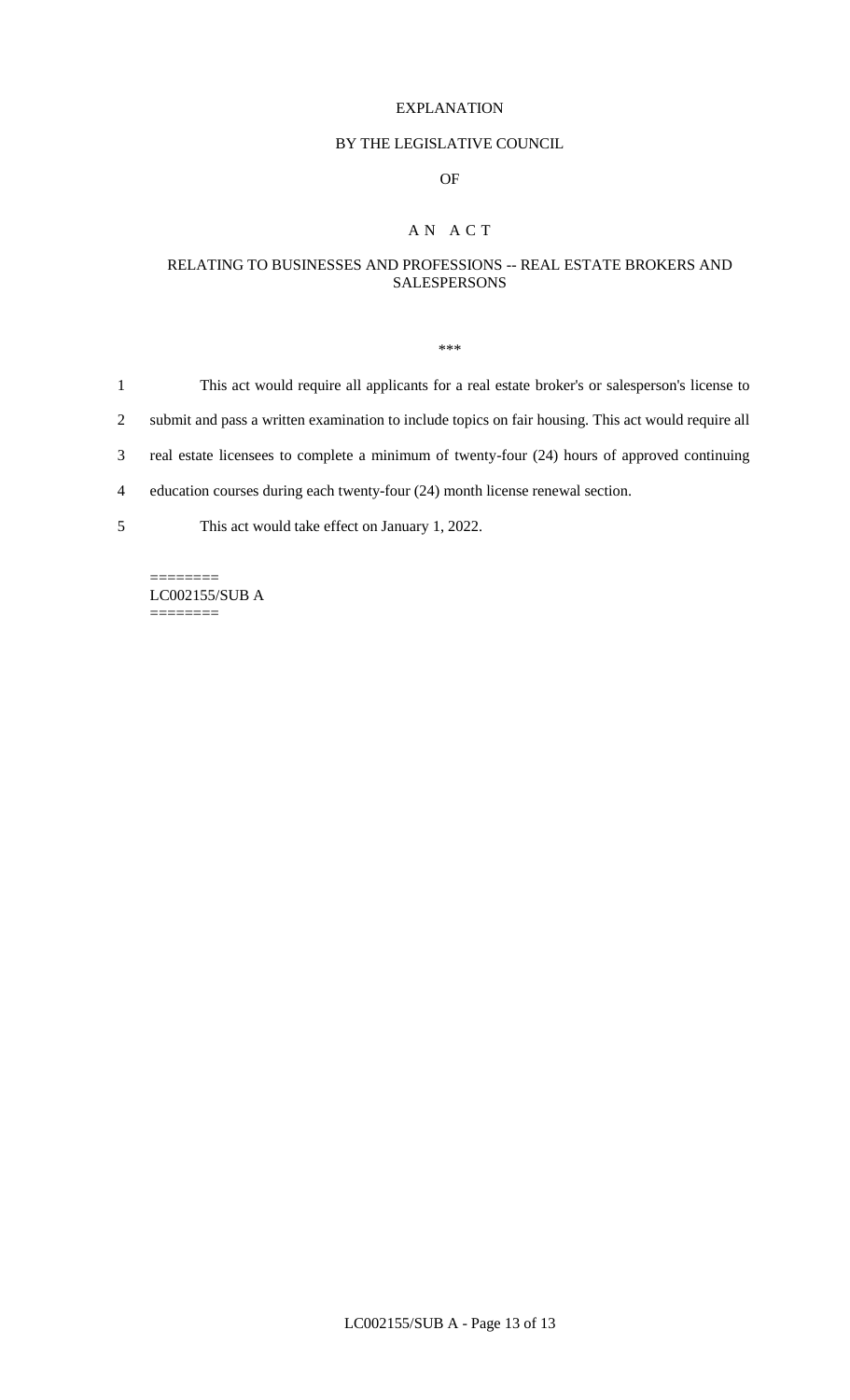EXPLANATION

BY THE LEGISLATIVE COUNCIL

OF

A N A C T

RELATING TO BUSINESSES AND PROFESSIONS -- REAL ESTATE BROKERS AND SALESPERSONS

\*\*\*

1 This act would require all applicants for a real estate broker's or salesperson's license to
2 submit and pass a written examination to include topics on fair housing. This act would require all
3 real estate licensees to complete a minimum of twenty-four (24) hours of approved continuing
4 education courses during each twenty-four (24) month license renewal section.

5 This act would take effect on January 1, 2022.

========
LC002155/SUB A
========